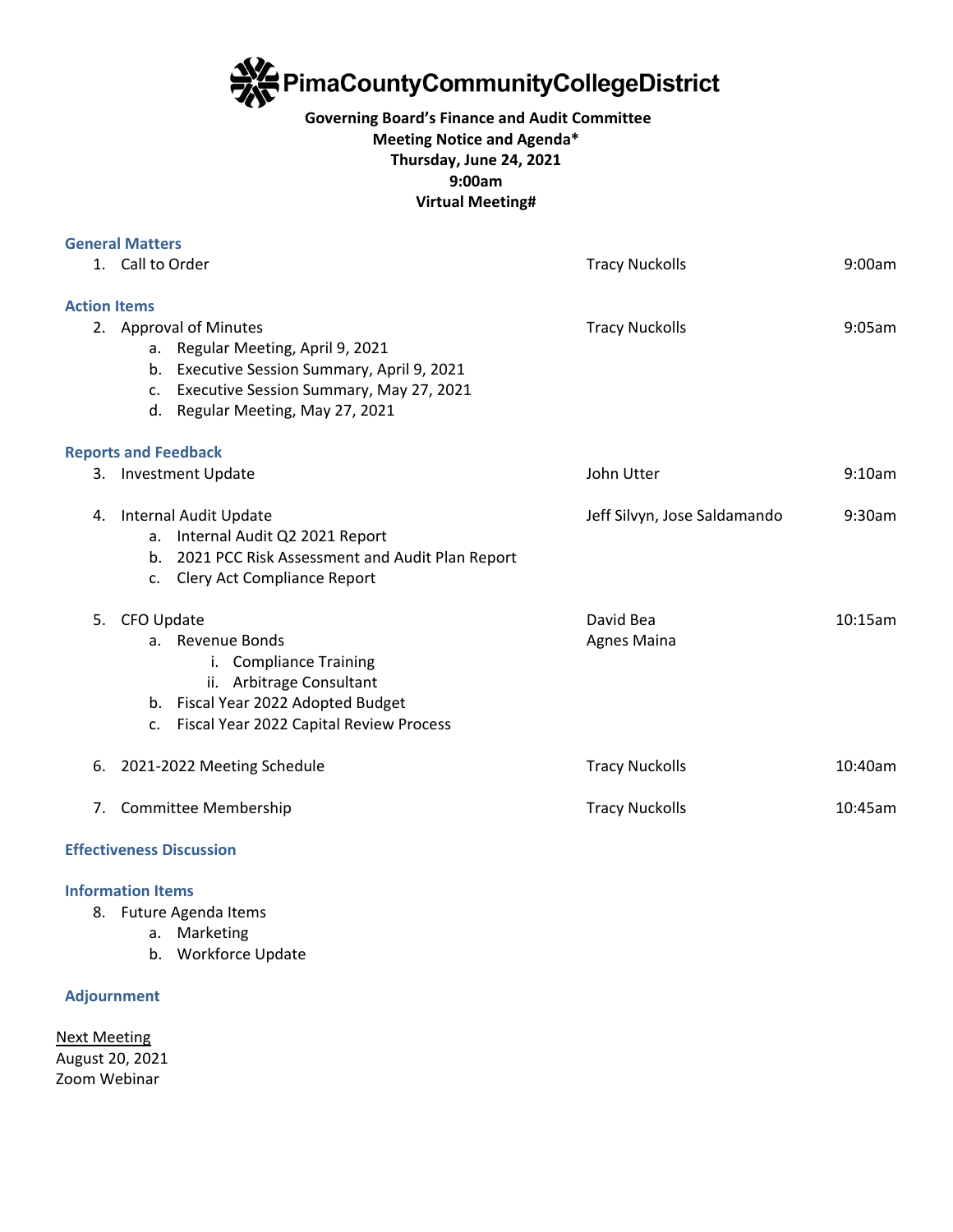# PimaCountyCommunityCollegeDistrict

**Governing Board's Finance and Audit Committee**
**Meeting Notice and Agenda***
**Thursday, June 24, 2021**
**9:00am**
**Virtual Meeting#**

### General Matters

| Item | Presenter | Time |
|---|---|---|
| 1. Call to Order | Tracy Nuckolls | 9:00am |

### Action Items

| Item | Presenter | Time |
|---|---|---|
| 2. Approval of Minutes<br>a. Regular Meeting, April 9, 2021<br>b. Executive Session Summary, April 9, 2021<br>c. Executive Session Summary, May 27, 2021<br>d. Regular Meeting, May 27, 2021 | Tracy Nuckolls | 9:05am |

### Reports and Feedback

| Item | Presenter | Time |
|---|---|---|
| 3. Investment Update | John Utter | 9:10am |
| 4. Internal Audit Update<br>a. Internal Audit Q2 2021 Report<br>b. 2021 PCC Risk Assessment and Audit Plan Report<br>c. Clery Act Compliance Report | Jeff Silvyn, Jose Saldamando | 9:30am |
| 5. CFO Update<br>a. Revenue Bonds<br>i. Compliance Training<br>ii. Arbitrage Consultant<br>b. Fiscal Year 2022 Adopted Budget<br>c. Fiscal Year 2022 Capital Review Process | David Bea<br>Agnes Maina | 10:15am |
| 6. 2021-2022 Meeting Schedule | Tracy Nuckolls | 10:40am |
| 7. Committee Membership | Tracy Nuckolls | 10:45am |

### Effectiveness Discussion

### Information Items

8. Future Agenda Items
   a. Marketing
   b. Workforce Update

### Adjournment

Next Meeting
August 20, 2021
Zoom Webinar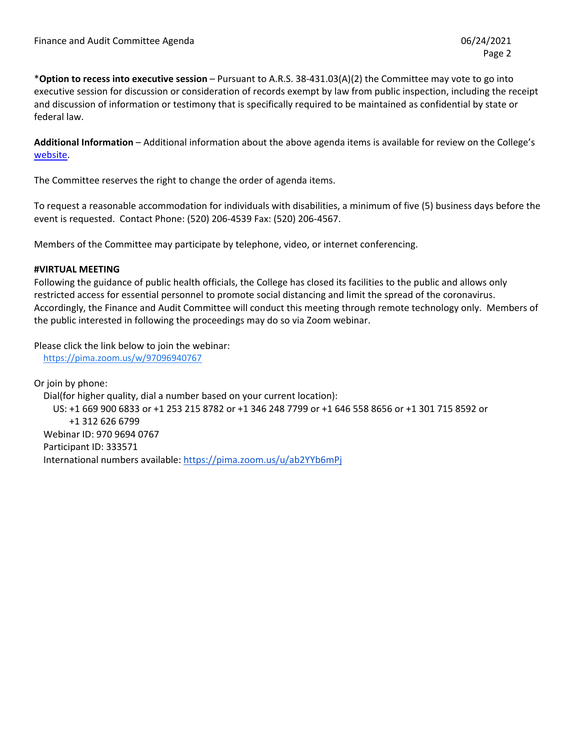\***Option to recess into executive session** – Pursuant to A.R.S. 38-431.03(A)(2) the Committee may vote to go into executive session for discussion or consideration of records exempt by law from public inspection, including the receipt and discussion of information or testimony that is specifically required to be maintained as confidential by state or federal law.

**Additional Information** – Additional information about the above agenda items is available for review on the College's website.

The Committee reserves the right to change the order of agenda items.

To request a reasonable accommodation for individuals with disabilities, a minimum of five (5) business days before the event is requested. Contact Phone: (520) 206-4539 Fax: (520) 206-4567.

Members of the Committee may participate by telephone, video, or internet conferencing.

**#VIRTUAL MEETING**

Following the guidance of public health officials, the College has closed its facilities to the public and allows only restricted access for essential personnel to promote social distancing and limit the spread of the coronavirus. Accordingly, the Finance and Audit Committee will conduct this meeting through remote technology only. Members of the public interested in following the proceedings may do so via Zoom webinar.

Please click the link below to join the webinar:
https://pima.zoom.us/w/97096940767

Or join by phone:
Dial(for higher quality, dial a number based on your current location):
US: +1 669 900 6833 or +1 253 215 8782 or +1 346 248 7799 or +1 646 558 8656 or +1 301 715 8592 or +1 312 626 6799
Webinar ID: 970 9694 0767
Participant ID: 333571
International numbers available: https://pima.zoom.us/u/ab2YYb6mPj